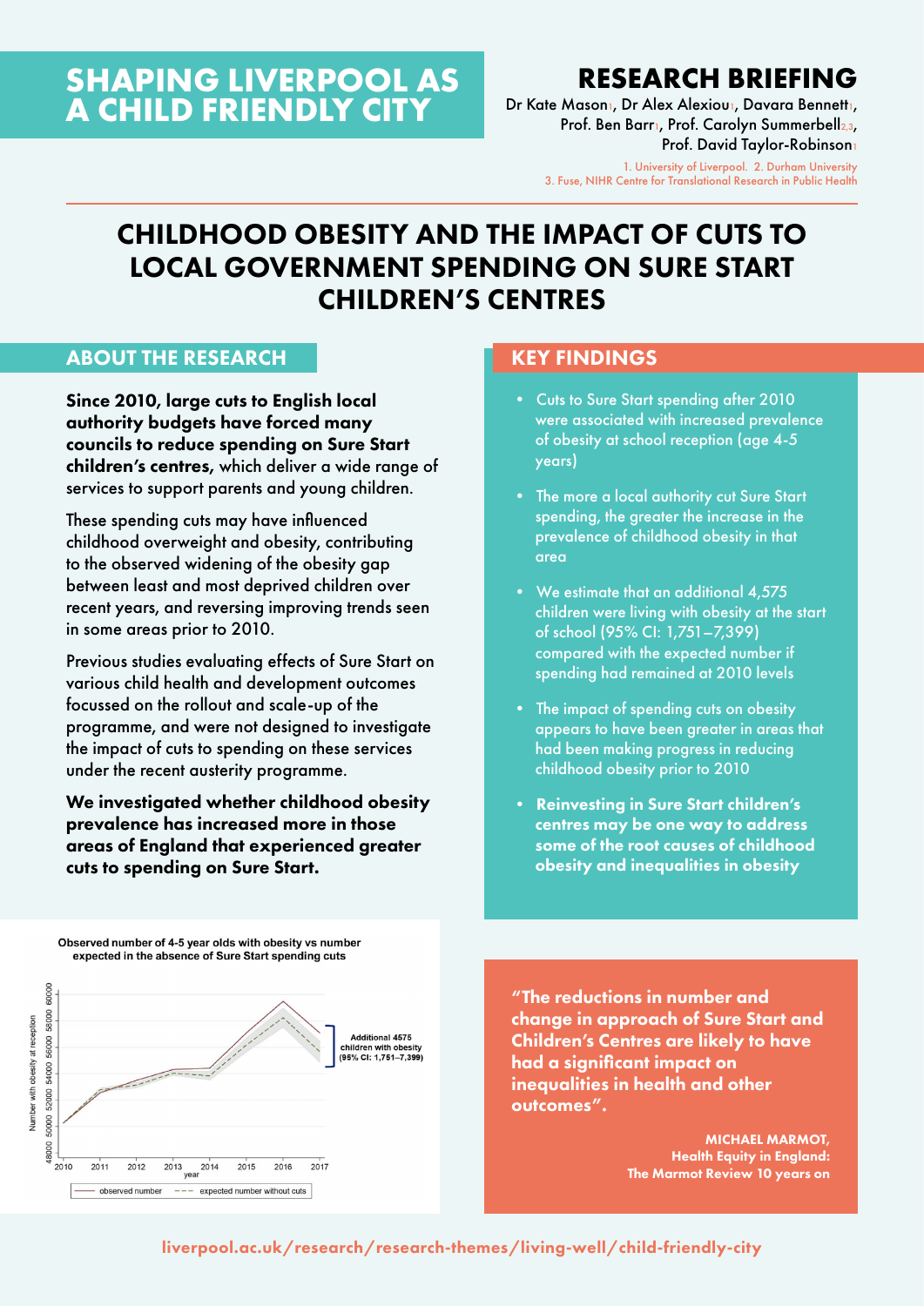# SHAPING LIVERPOOL AS A CHILD FRIENDLY CITY

## RESEARCH BRIEFING

Dr Kate Mason[1], Dr Alex Alexiou[1], Davara Bennett[1], Prof. Ben Barr[1], Prof. Carolyn Summerbell[2,3], Prof. David Taylor-Robinson[1]

1. University of Liverpool. 2. Durham University
3. Fuse, NIHR Centre for Translational Research in Public Health

# CHILDHOOD OBESITY AND THE IMPACT OF CUTS TO LOCAL GOVERNMENT SPENDING ON SURE START CHILDREN'S CENTRES

## ABOUT THE RESEARCH

**Since 2010, large cuts to English local authority budgets have forced many councils to reduce spending on Sure Start children's centres,** which deliver a wide range of services to support parents and young children.

These spending cuts may have influenced childhood overweight and obesity, contributing to the observed widening of the obesity gap between least and most deprived children over recent years, and reversing improving trends seen in some areas prior to 2010.

Previous studies evaluating effects of Sure Start on various child health and development outcomes focussed on the rollout and scale-up of the programme, and were not designed to investigate the impact of cuts to spending on these services under the recent austerity programme.

**We investigated whether childhood obesity prevalence has increased more in those areas of England that experienced greater cuts to spending on Sure Start.**

## KEY FINDINGS

- Cuts to Sure Start spending after 2010 were associated with increased prevalence of obesity at school reception (age 4-5 years)
- The more a local authority cut Sure Start spending, the greater the increase in the prevalence of childhood obesity in that area
- We estimate that an additional 4,575 children were living with obesity at the start of school (95% CI: 1,751–7,399) compared with the expected number if spending had remained at 2010 levels
- The impact of spending cuts on obesity appears to have been greater in areas that had been making progress in reducing childhood obesity prior to 2010
- **Reinvesting in Sure Start children's centres may be one way to address some of the root causes of childhood obesity and inequalities in obesity**

Observed number of 4-5 year olds with obesity vs number expected in the absence of Sure Start spending cuts

**"The reductions in number and change in approach of Sure Start and Children's Centres are likely to have had a significant impact on inequalities in health and other outcomes".**

**MICHAEL MARMOT, Health Equity in England: The Marmot Review 10 years on**

liverpool.ac.uk/research/research-themes/living-well/child-friendly-city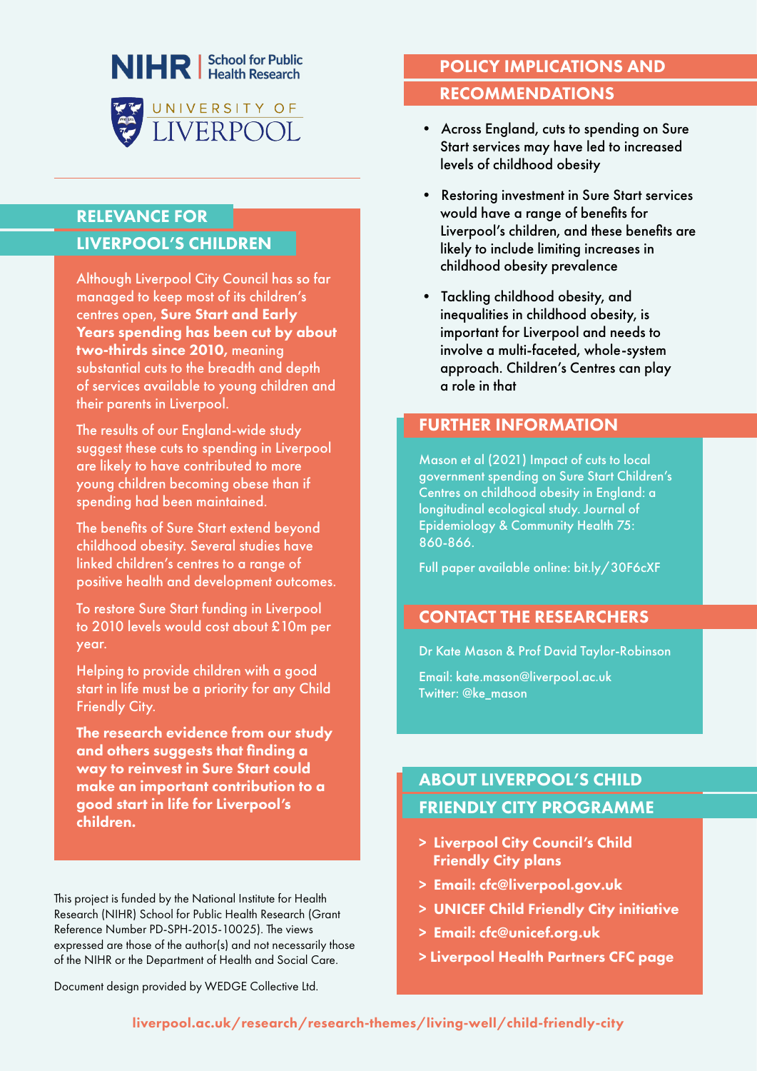NIHR | School for Public Health Research

UNIVERSITY OF LIVERPOOL

## RELEVANCE FOR LIVERPOOL'S CHILDREN

Although Liverpool City Council has so far managed to keep most of its children's centres open, **Sure Start and Early Years spending has been cut by about two-thirds since 2010,** meaning substantial cuts to the breadth and depth of services available to young children and their parents in Liverpool.

The results of our England-wide study suggest these cuts to spending in Liverpool are likely to have contributed to more young children becoming obese than if spending had been maintained.

The benefits of Sure Start extend beyond childhood obesity. Several studies have linked children's centres to a range of positive health and development outcomes.

To restore Sure Start funding in Liverpool to 2010 levels would cost about £10m per year.

Helping to provide children with a good start in life must be a priority for any Child Friendly City.

**The research evidence from our study and others suggests that finding a way to reinvest in Sure Start could make an important contribution to a good start in life for Liverpool's children.**

This project is funded by the National Institute for Health Research (NIHR) School for Public Health Research (Grant Reference Number PD-SPH-2015-10025). The views expressed are those of the author(s) and not necessarily those of the NIHR or the Department of Health and Social Care.

Document design provided by WEDGE Collective Ltd.

## POLICY IMPLICATIONS AND RECOMMENDATIONS

- Across England, cuts to spending on Sure Start services may have led to increased levels of childhood obesity
- Restoring investment in Sure Start services would have a range of benefits for Liverpool's children, and these benefits are likely to include limiting increases in childhood obesity prevalence
- Tackling childhood obesity, and inequalities in childhood obesity, is important for Liverpool and needs to involve a multi-faceted, whole-system approach. Children's Centres can play a role in that

## FURTHER INFORMATION

Mason et al (2021) Impact of cuts to local government spending on Sure Start Children's Centres on childhood obesity in England: a longitudinal ecological study. Journal of Epidemiology & Community Health 75: 860-866.

Full paper available online: bit.ly/30F6cXF

## CONTACT THE RESEARCHERS

Dr Kate Mason & Prof David Taylor-Robinson

Email: kate.mason@liverpool.ac.uk
Twitter: @ke_mason

## ABOUT LIVERPOOL'S CHILD FRIENDLY CITY PROGRAMME

- **> Liverpool City Council's Child Friendly City plans**
- **> Email: cfc@liverpool.gov.uk**
- **> UNICEF Child Friendly City initiative**
- **> Email: cfc@unicef.org.uk**
- **> Liverpool Health Partners CFC page**

**liverpool.ac.uk/research/research-themes/living-well/child-friendly-city**